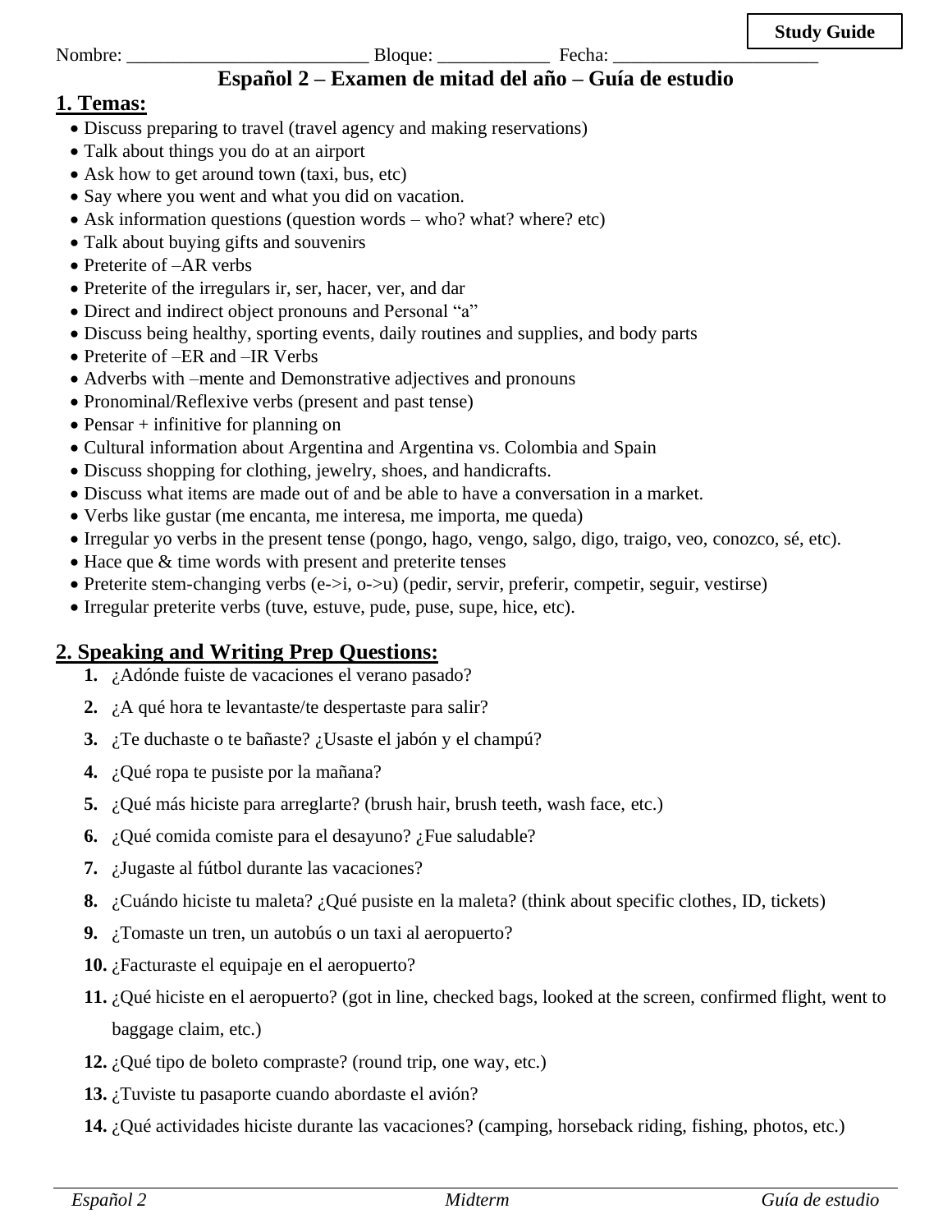**Study Guide**

Nombre: __________________________ Bloque: ____________ Fecha: ______________________

# Español 2 – Examen de mitad del año – Guía de estudio

## 1. Temas:

- Discuss preparing to travel (travel agency and making reservations)
- Talk about things you do at an airport
- Ask how to get around town (taxi, bus, etc)
- Say where you went and what you did on vacation.
- Ask information questions (question words – who? what? where? etc)
- Talk about buying gifts and souvenirs
- Preterite of –AR verbs
- Preterite of the irregulars ir, ser, hacer, ver, and dar
- Direct and indirect object pronouns and Personal "a"
- Discuss being healthy, sporting events, daily routines and supplies, and body parts
- Preterite of –ER and –IR Verbs
- Adverbs with –mente and Demonstrative adjectives and pronouns
- Pronominal/Reflexive verbs (present and past tense)
- Pensar + infinitive for planning on
- Cultural information about Argentina and Argentina vs. Colombia and Spain
- Discuss shopping for clothing, jewelry, shoes, and handicrafts.
- Discuss what items are made out of and be able to have a conversation in a market.
- Verbs like gustar (me encanta, me interesa, me importa, me queda)
- Irregular yo verbs in the present tense (pongo, hago, vengo, salgo, digo, traigo, veo, conozco, sé, etc).
- Hace que & time words with present and preterite tenses
- Preterite stem-changing verbs (e->i, o->u) (pedir, servir, preferir, competir, seguir, vestirse)
- Irregular preterite verbs (tuve, estuve, pude, puse, supe, hice, etc).

## 2. Speaking and Writing Prep Questions:

1. ¿Adónde fuiste de vacaciones el verano pasado?
2. ¿A qué hora te levantaste/te despertaste para salir?
3. ¿Te duchaste o te bañaste? ¿Usaste el jabón y el champú?
4. ¿Qué ropa te pusiste por la mañana?
5. ¿Qué más hiciste para arreglarte? (brush hair, brush teeth, wash face, etc.)
6. ¿Qué comida comiste para el desayuno? ¿Fue saludable?
7. ¿Jugaste al fútbol durante las vacaciones?
8. ¿Cuándo hiciste tu maleta? ¿Qué pusiste en la maleta? (think about specific clothes, ID, tickets)
9. ¿Tomaste un tren, un autobús o un taxi al aeropuerto?
10. ¿Facturaste el equipaje en el aeropuerto?
11. ¿Qué hiciste en el aeropuerto? (got in line, checked bags, looked at the screen, confirmed flight, went to baggage claim, etc.)
12. ¿Qué tipo de boleto compraste? (round trip, one way, etc.)
13. ¿Tuviste tu pasaporte cuando abordaste el avión?
14. ¿Qué actividades hiciste durante las vacaciones? (camping, horseback riding, fishing, photos, etc.)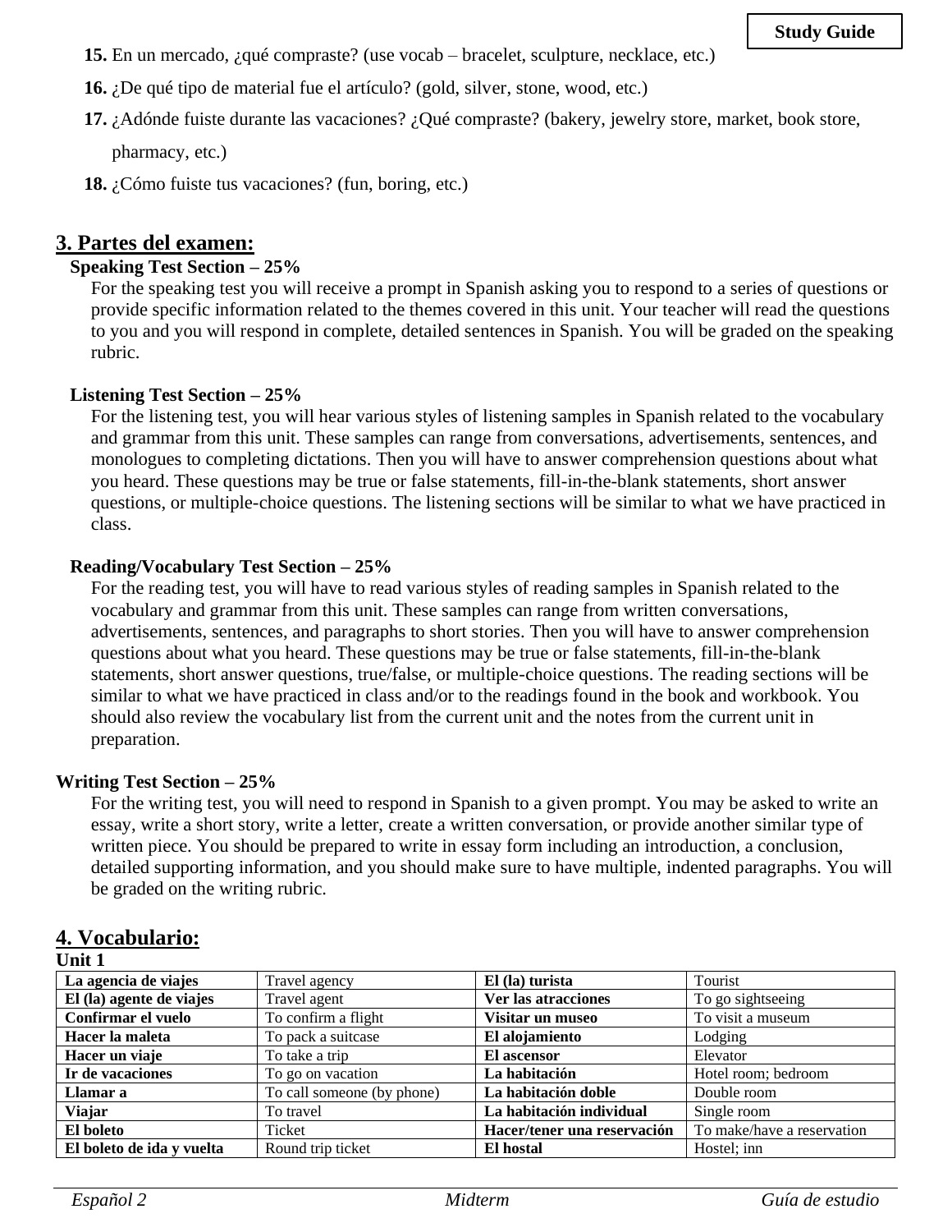15. En un mercado, ¿qué compraste? (use vocab – bracelet, sculpture, necklace, etc.)
16. ¿De qué tipo de material fue el artículo? (gold, silver, stone, wood, etc.)
17. ¿Adónde fuiste durante las vacaciones? ¿Qué compraste? (bakery, jewelry store, market, book store, pharmacy, etc.)
18. ¿Cómo fuiste tus vacaciones? (fun, boring, etc.)

## 3. Partes del examen:

**Speaking Test Section – 25%**

For the speaking test you will receive a prompt in Spanish asking you to respond to a series of questions or provide specific information related to the themes covered in this unit. Your teacher will read the questions to you and you will respond in complete, detailed sentences in Spanish. You will be graded on the speaking rubric.

**Listening Test Section – 25%**

For the listening test, you will hear various styles of listening samples in Spanish related to the vocabulary and grammar from this unit. These samples can range from conversations, advertisements, sentences, and monologues to completing dictations. Then you will have to answer comprehension questions about what you heard. These questions may be true or false statements, fill-in-the-blank statements, short answer questions, or multiple-choice questions. The listening sections will be similar to what we have practiced in class.

**Reading/Vocabulary Test Section – 25%**

For the reading test, you will have to read various styles of reading samples in Spanish related to the vocabulary and grammar from this unit. These samples can range from written conversations, advertisements, sentences, and paragraphs to short stories. Then you will have to answer comprehension questions about what you heard. These questions may be true or false statements, fill-in-the-blank statements, short answer questions, true/false, or multiple-choice questions. The reading sections will be similar to what we have practiced in class and/or to the readings found in the book and workbook. You should also review the vocabulary list from the current unit and the notes from the current unit in preparation.

**Writing Test Section – 25%**

For the writing test, you will need to respond in Spanish to a given prompt. You may be asked to write an essay, write a short story, write a letter, create a written conversation, or provide another similar type of written piece. You should be prepared to write in essay form including an introduction, a conclusion, detailed supporting information, and you should make sure to have multiple, indented paragraphs. You will be graded on the writing rubric.

## 4. Vocabulario:

**Unit 1**

| | | | |
|---|---|---|---|
| **La agencia de viajes** | Travel agency | **El (la) turista** | Tourist |
| **El (la) agente de viajes** | Travel agent | **Ver las atracciones** | To go sightseeing |
| **Confirmar el vuelo** | To confirm a flight | **Visitar un museo** | To visit a museum |
| **Hacer la maleta** | To pack a suitcase | **El alojamiento** | Lodging |
| **Hacer un viaje** | To take a trip | **El ascensor** | Elevator |
| **Ir de vacaciones** | To go on vacation | **La habitación** | Hotel room; bedroom |
| **Llamar a** | To call someone (by phone) | **La habitación doble** | Double room |
| **Viajar** | To travel | **La habitación individual** | Single room |
| **El boleto** | Ticket | **Hacer/tener una reservación** | To make/have a reservation |
| **El boleto de ida y vuelta** | Round trip ticket | **El hostal** | Hostel; inn |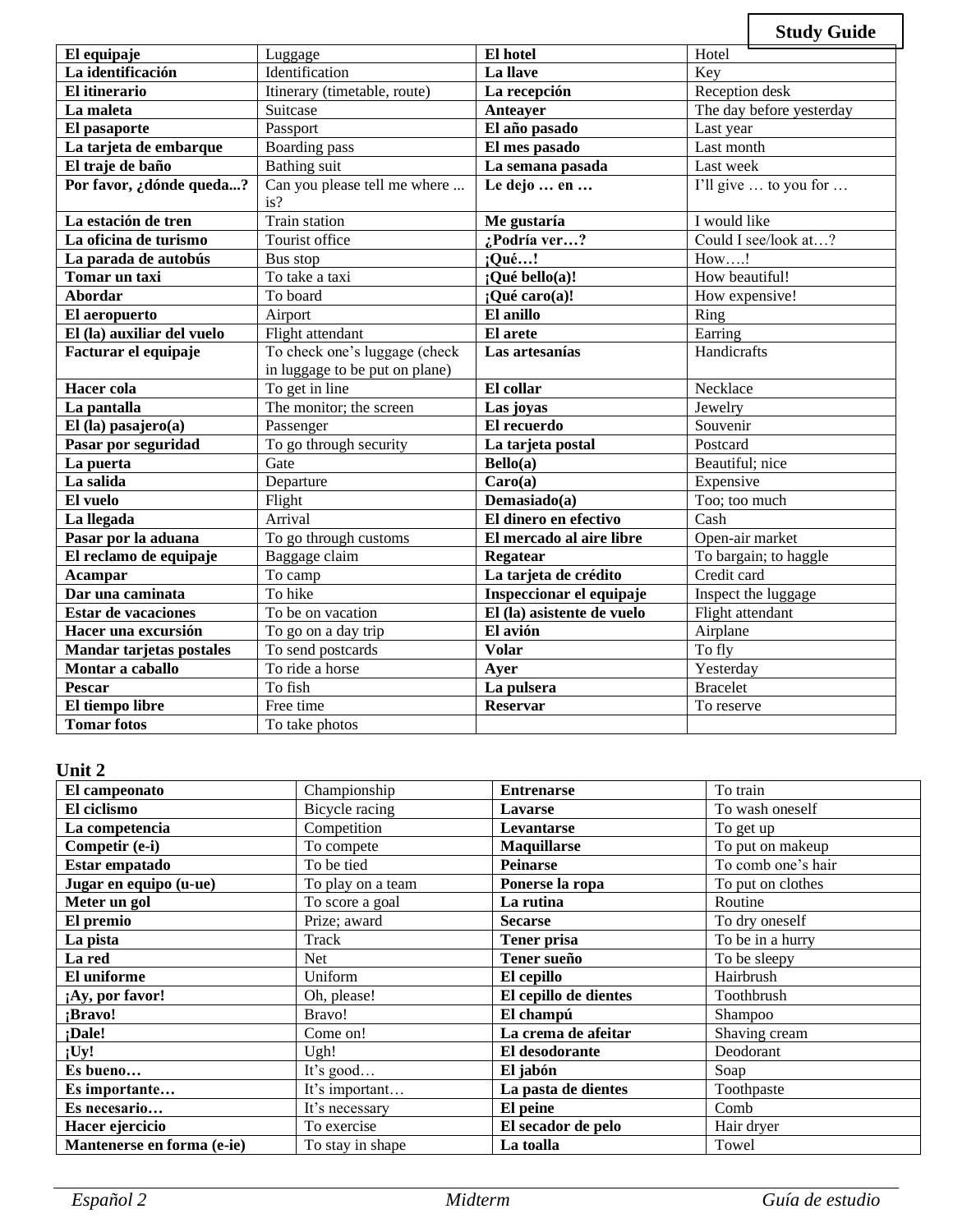**Study Guide**

| El equipaje | Luggage | El hotel | Hotel |
|---|---|---|---|
| La identificación | Identification | La llave | Key |
| El itinerario | Itinerary (timetable, route) | La recepción | Reception desk |
| La maleta | Suitcase | Anteayer | The day before yesterday |
| El pasaporte | Passport | El año pasado | Last year |
| La tarjeta de embarque | Boarding pass | El mes pasado | Last month |
| El traje de baño | Bathing suit | La semana pasada | Last week |
| Por favor, ¿dónde queda...? | Can you please tell me where ... is? | Le dejo … en … | I'll give … to you for … |
| La estación de tren | Train station | Me gustaría | I would like |
| La oficina de turismo | Tourist office | ¿Podría ver…? | Could I see/look at…? |
| La parada de autobús | Bus stop | ¡Qué…! | How….! |
| Tomar un taxi | To take a taxi | ¡Qué bello(a)! | How beautiful! |
| Abordar | To board | ¡Qué caro(a)! | How expensive! |
| El aeropuerto | Airport | El anillo | Ring |
| El (la) auxiliar del vuelo | Flight attendant | El arete | Earring |
| Facturar el equipaje | To check one's luggage (check in luggage to be put on plane) | Las artesanías | Handicrafts |
| Hacer cola | To get in line | El collar | Necklace |
| La pantalla | The monitor; the screen | Las joyas | Jewelry |
| El (la) pasajero(a) | Passenger | El recuerdo | Souvenir |
| Pasar por seguridad | To go through security | La tarjeta postal | Postcard |
| La puerta | Gate | Bello(a) | Beautiful; nice |
| La salida | Departure | Caro(a) | Expensive |
| El vuelo | Flight | Demasiado(a) | Too; too much |
| La llegada | Arrival | El dinero en efectivo | Cash |
| Pasar por la aduana | To go through customs | El mercado al aire libre | Open-air market |
| El reclamo de equipaje | Baggage claim | Regatear | To bargain; to haggle |
| Acampar | To camp | La tarjeta de crédito | Credit card |
| Dar una caminata | To hike | Inspeccionar el equipaje | Inspect the luggage |
| Estar de vacaciones | To be on vacation | El (la) asistente de vuelo | Flight attendant |
| Hacer una excursión | To go on a day trip | El avión | Airplane |
| Mandar tarjetas postales | To send postcards | Volar | To fly |
| Montar a caballo | To ride a horse | Ayer | Yesterday |
| Pescar | To fish | La pulsera | Bracelet |
| El tiempo libre | Free time | Reservar | To reserve |
| Tomar fotos | To take photos | | |

## Unit 2

| El campeonato | Championship | Entrenarse | To train |
|---|---|---|---|
| El ciclismo | Bicycle racing | Lavarse | To wash oneself |
| La competencia | Competition | Levantarse | To get up |
| Competir (e-i) | To compete | Maquillarse | To put on makeup |
| Estar empatado | To be tied | Peinarse | To comb one's hair |
| Jugar en equipo (u-ue) | To play on a team | Ponerse la ropa | To put on clothes |
| Meter un gol | To score a goal | La rutina | Routine |
| El premio | Prize; award | Secarse | To dry oneself |
| La pista | Track | Tener prisa | To be in a hurry |
| La red | Net | Tener sueño | To be sleepy |
| El uniforme | Uniform | El cepillo | Hairbrush |
| ¡Ay, por favor! | Oh, please! | El cepillo de dientes | Toothbrush |
| ¡Bravo! | Bravo! | El champú | Shampoo |
| ¡Dale! | Come on! | La crema de afeitar | Shaving cream |
| ¡Uy! | Ugh! | El desodorante | Deodorant |
| Es bueno… | It's good… | El jabón | Soap |
| Es importante… | It's important… | La pasta de dientes | Toothpaste |
| Es necesario… | It's necessary | El peine | Comb |
| Hacer ejercicio | To exercise | El secador de pelo | Hair dryer |
| Mantenerse en forma (e-ie) | To stay in shape | La toalla | Towel |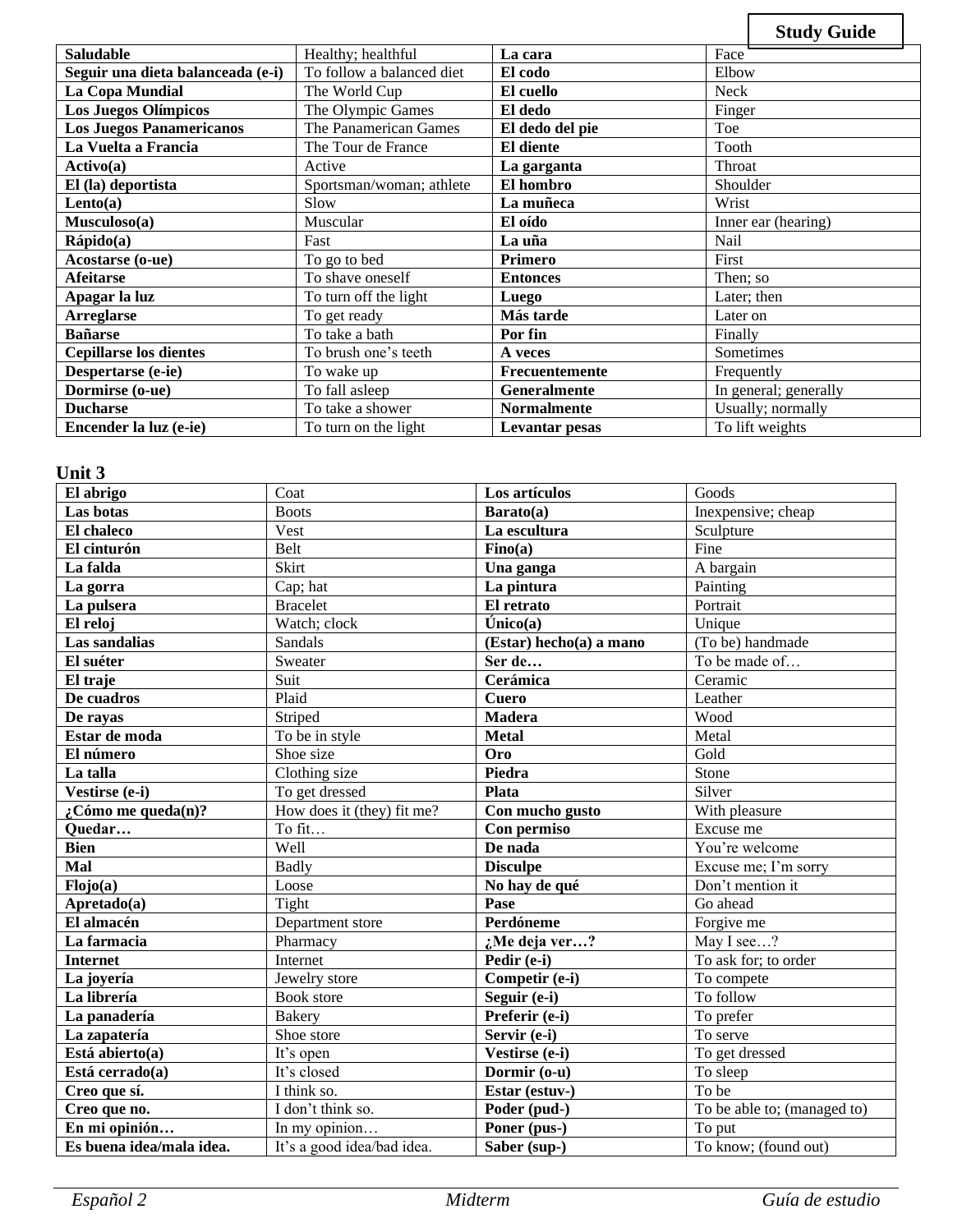**Study Guide**

| Saludable | Healthy; healthful | La cara | Face |
|---|---|---|---|
| Seguir una dieta balanceada (e-i) | To follow a balanced diet | El codo | Elbow |
| La Copa Mundial | The World Cup | El cuello | Neck |
| Los Juegos Olímpicos | The Olympic Games | El dedo | Finger |
| Los Juegos Panamericanos | The Panamerican Games | El dedo del pie | Toe |
| La Vuelta a Francia | The Tour de France | El diente | Tooth |
| Activo(a) | Active | La garganta | Throat |
| El (la) deportista | Sportsman/woman; athlete | El hombro | Shoulder |
| Lento(a) | Slow | La muñeca | Wrist |
| Musculoso(a) | Muscular | El oído | Inner ear (hearing) |
| Rápido(a) | Fast | La uña | Nail |
| Acostarse (o-ue) | To go to bed | Primero | First |
| Afeitarse | To shave oneself | Entonces | Then; so |
| Apagar la luz | To turn off the light | Luego | Later; then |
| Arreglarse | To get ready | Más tarde | Later on |
| Bañarse | To take a bath | Por fin | Finally |
| Cepillarse los dientes | To brush one's teeth | A veces | Sometimes |
| Despertarse (e-ie) | To wake up | Frecuentemente | Frequently |
| Dormirse (o-ue) | To fall asleep | Generalmente | In general; generally |
| Ducharse | To take a shower | Normalmente | Usually; normally |
| Encender la luz (e-ie) | To turn on the light | Levantar pesas | To lift weights |

**Unit 3**

| El abrigo | Coat | Los artículos | Goods |
|---|---|---|---|
| Las botas | Boots | Barato(a) | Inexpensive; cheap |
| El chaleco | Vest | La escultura | Sculpture |
| El cinturón | Belt | Fino(a) | Fine |
| La falda | Skirt | Una ganga | A bargain |
| La gorra | Cap; hat | La pintura | Painting |
| La pulsera | Bracelet | El retrato | Portrait |
| El reloj | Watch; clock | Único(a) | Unique |
| Las sandalias | Sandals | (Estar) hecho(a) a mano | (To be) handmade |
| El suéter | Sweater | Ser de… | To be made of… |
| El traje | Suit | Cerámica | Ceramic |
| De cuadros | Plaid | Cuero | Leather |
| De rayas | Striped | Madera | Wood |
| Estar de moda | To be in style | Metal | Metal |
| El número | Shoe size | Oro | Gold |
| La talla | Clothing size | Piedra | Stone |
| Vestirse (e-i) | To get dressed | Plata | Silver |
| ¿Cómo me queda(n)? | How does it (they) fit me? | Con mucho gusto | With pleasure |
| Quedar… | To fit… | Con permiso | Excuse me |
| Bien | Well | De nada | You're welcome |
| Mal | Badly | Disculpe | Excuse me; I'm sorry |
| Flojo(a) | Loose | No hay de qué | Don't mention it |
| Apretado(a) | Tight | Pase | Go ahead |
| El almacén | Department store | Perdóneme | Forgive me |
| La farmacia | Pharmacy | ¿Me deja ver…? | May I see…? |
| Internet | Internet | Pedir (e-i) | To ask for; to order |
| La joyería | Jewelry store | Competir (e-i) | To compete |
| La librería | Book store | Seguir (e-i) | To follow |
| La panadería | Bakery | Preferir (e-i) | To prefer |
| La zapatería | Shoe store | Servir (e-i) | To serve |
| Está abierto(a) | It's open | Vestirse (e-i) | To get dressed |
| Está cerrado(a) | It's closed | Dormir (o-u) | To sleep |
| Creo que sí. | I think so. | Estar (estuv-) | To be |
| Creo que no. | I don't think so. | Poder (pud-) | To be able to; (managed to) |
| En mi opinión… | In my opinion… | Poner (pus-) | To put |
| Es buena idea/mala idea. | It's a good idea/bad idea. | Saber (sup-) | To know; (found out) |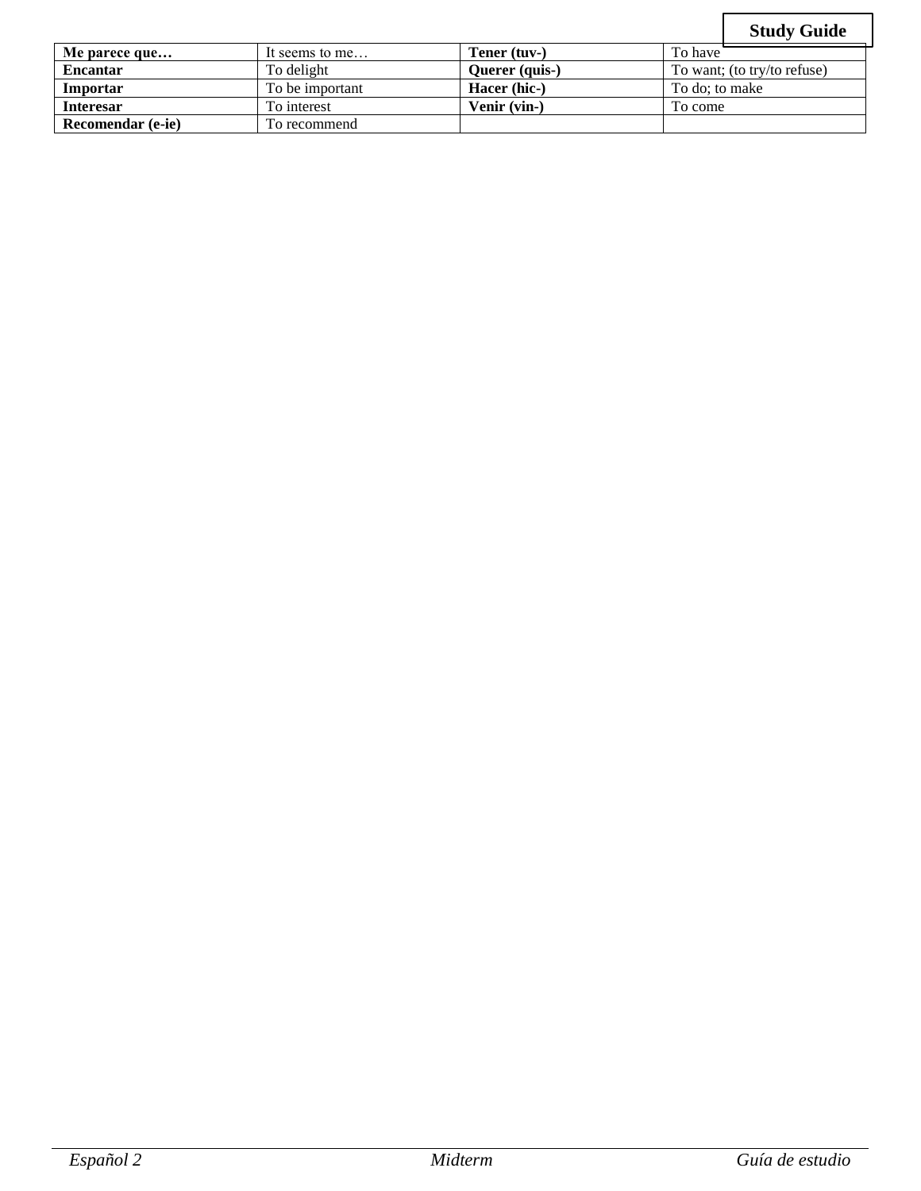| Me parece que… | It seems to me… | Tener (tuv-) | To have |
|---|---|---|---|
| **Encantar** | To delight | **Querer (quis-)** | To want; (to try/to refuse) |
| **Importar** | To be important | **Hacer (hic-)** | To do; to make |
| **Interesar** | To interest | **Venir (vin-)** | To come |
| **Recomendar (e-ie)** | To recommend | | |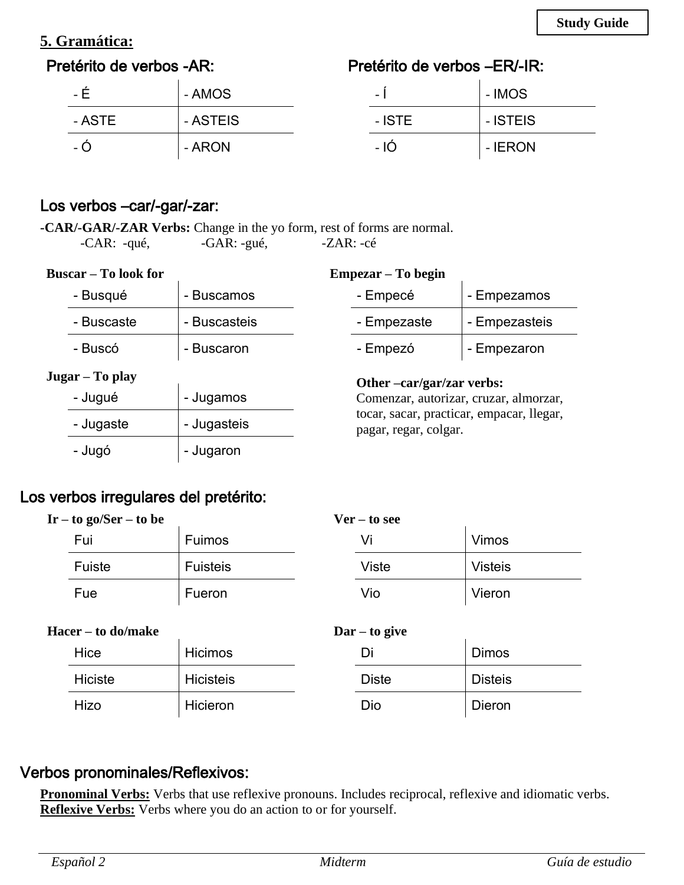## 5. Gramática:

### Pretérito de verbos -AR:

| | |
|---|---|
| - É | - AMOS |
| - ASTE | - ASTEIS |
| - Ó | - ARON |

### Pretérito de verbos –ER/-IR:

| | |
|---|---|
| - Í | - IMOS |
| - ISTE | - ISTEIS |
| - IÓ | - IERON |

### Los verbos –car/-gar/-zar:

-**CAR/-GAR/-ZAR Verbs:** Change in the yo form, rest of forms are normal.
-CAR: -qué, -GAR: -gué, -ZAR: -cé

**Buscar – To look for**

| | |
|---|---|
| - Busqué | - Buscamos |
| - Buscaste | - Buscasteis |
| - Buscó | - Buscaron |

**Empezar – To begin**

| | |
|---|---|
| - Empecé | - Empezamos |
| - Empezaste | - Empezasteis |
| - Empezó | - Empezaron |

**Jugar – To play**

| | |
|---|---|
| - Jugué | - Jugamos |
| - Jugaste | - Jugasteis |
| - Jugó | - Jugaron |

**Other –car/gar/zar verbs:**
Comenzar, autorizar, cruzar, almorzar, tocar, sacar, practicar, empacar, llegar, pagar, regar, colgar.

### Los verbos irregulares del pretérito:

**Ir – to go/Ser – to be**

| | |
|---|---|
| Fui | Fuimos |
| Fuiste | Fuisteis |
| Fue | Fueron |

**Ver – to see**

| | |
|---|---|
| Vi | Vimos |
| Viste | Visteis |
| Vio | Vieron |

**Hacer – to do/make**

| | |
|---|---|
| Hice | Hicimos |
| Hiciste | Hicisteis |
| Hizo | Hicieron |

**Dar – to give**

| | |
|---|---|
| Di | Dimos |
| Diste | Disteis |
| Dio | Dieron |

### Verbos pronominales/Reflexivos:

**Pronominal Verbs:** Verbs that use reflexive pronouns. Includes reciprocal, reflexive and idiomatic verbs.
**Reflexive Verbs:** Verbs where you do an action to or for yourself.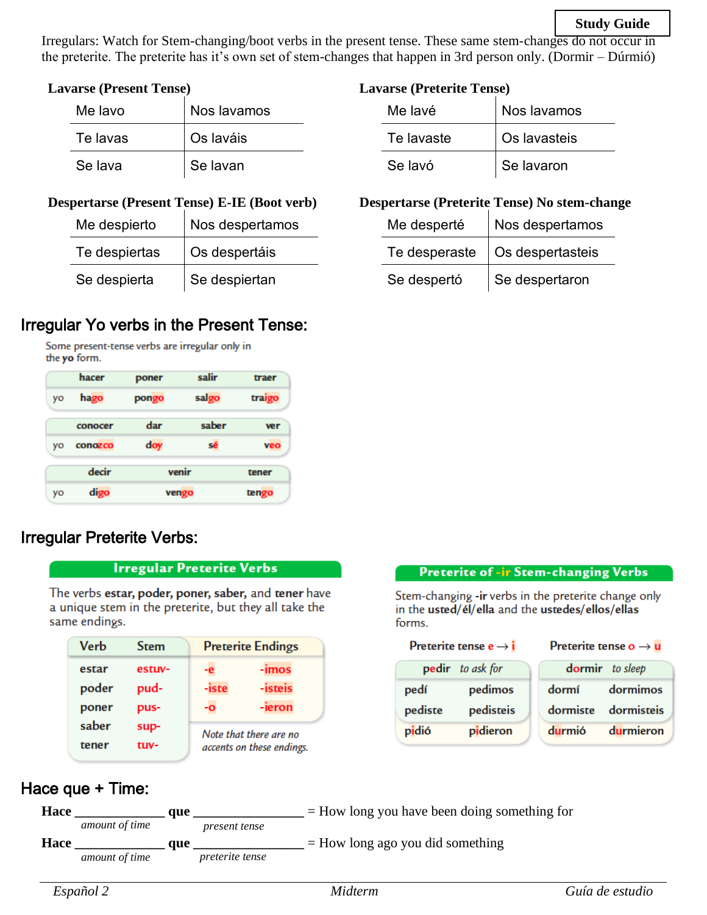**Study Guide**

Irregulars: Watch for Stem-changing/boot verbs in the present tense. These same stem-changes do not occur in the preterite. The preterite has it's own set of stem-changes that happen in 3rd person only. (Dormir – Dúrmió)

**Lavarse (Present Tense)**

| | |
|---|---|
| Me lavo | Nos lavamos |
| Te lavas | Os laváis |
| Se lava | Se lavan |

**Lavarse (Preterite Tense)**

| | |
|---|---|
| Me lavé | Nos lavamos |
| Te lavaste | Os lavasteis |
| Se lavó | Se lavaron |

**Despertarse (Present Tense) E-IE (Boot verb)**

| | |
|---|---|
| Me despierto | Nos despertamos |
| Te despiertas | Os despertáis |
| Se despierta | Se despiertan |

**Despertarse (Preterite Tense) No stem-change**

| | |
|---|---|
| Me desperté | Nos despertamos |
| Te desperaste | Os despertasteis |
| Se despertó | Se despertaron |

## Irregular Yo verbs in the Present Tense:

Some present-tense verbs are irregular only in the **yo** form.

| | hacer | poner | salir | traer |
|---|---|---|---|---|
| yo | hago | pongo | salgo | traigo |

| | conocer | dar | saber | ver |
|---|---|---|---|---|
| yo | conozco | doy | sé | veo |

| | decir | venir | tener |
|---|---|---|---|
| yo | digo | vengo | tengo |

## Irregular Preterite Verbs:

**Irregular Preterite Verbs**

The verbs **estar, poder, poner, saber,** and **tener** have a unique stem in the preterite, but they all take the same endings.

| Verb | Stem | Preterite Endings | |
|---|---|---|---|
| estar | estuv- | -e | -imos |
| poder | pud- | -iste | -isteis |
| poner | pus- | -o | -ieron |
| saber | sup- | | |
| tener | tuv- | | |

*Note that there are no accents on these endings.*

**Preterite of -ir Stem-changing Verbs**

Stem-changing **-ir** verbs in the preterite change only in the **usted/él/ella** and the **ustedes/ellos/ellas** forms.

Preterite tense e → i

| **pedir** *to ask for* | |
|---|---|
| pedí | pedimos |
| pediste | pedisteis |
| pidió | pidieron |

Preterite tense o → u

| **dormir** *to sleep* | |
|---|---|
| dormí | dormimos |
| dormiste | dormisteis |
| durmió | durmieron |

## Hace que + Time:

**Hace** ______________ **que** ________________ = How long you have been doing something for
*amount of time* *present tense*

**Hace** ______________ **que** ________________ = How long ago you did something
*amount of time* *preterite tense*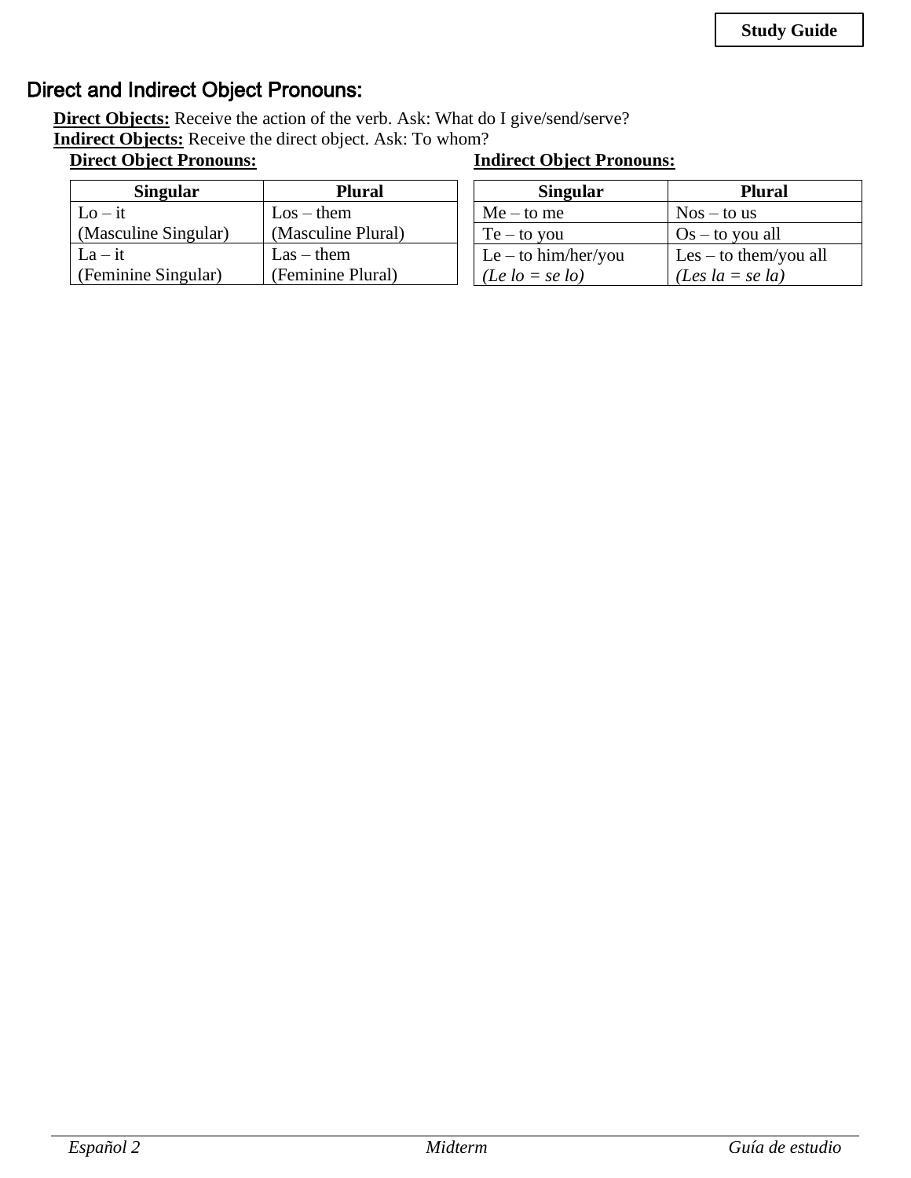## Direct and Indirect Object Pronouns:

**Direct Objects:** Receive the action of the verb. Ask: What do I give/send/serve?
**Indirect Objects:** Receive the direct object. Ask: To whom?

**Direct Object Pronouns:**

| Singular | Plural |
|---|---|
| Lo – it (Masculine Singular) | Los – them (Masculine Plural) |
| La – it (Feminine Singular) | Las – them (Feminine Plural) |

**Indirect Object Pronouns:**

| Singular | Plural |
|---|---|
| Me – to me | Nos – to us |
| Te – to you | Os – to you all |
| Le – to him/her/you *(Le lo = se lo)* | Les – to them/you all *(Les la = se la)* |